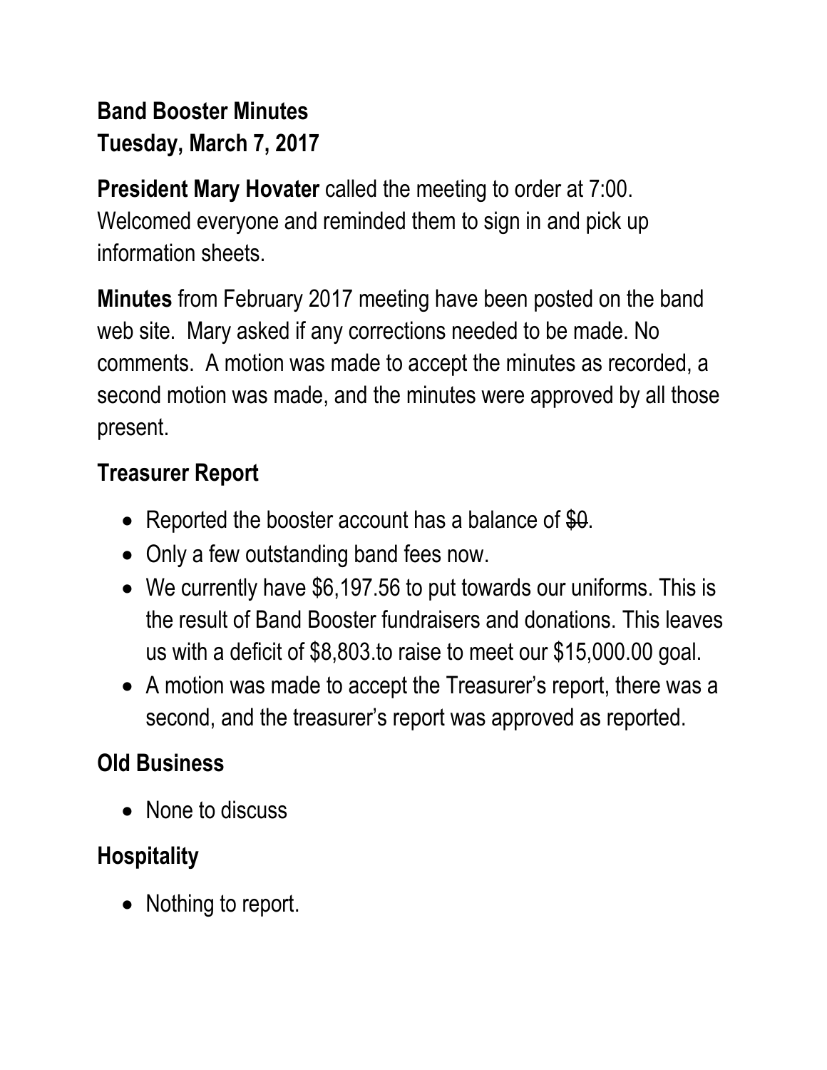**Band Booster Minutes**
**Tuesday, March 7, 2017**

**President Mary Hovater** called the meeting to order at 7:00. Welcomed everyone and reminded them to sign in and pick up information sheets.

**Minutes** from February 2017 meeting have been posted on the band web site. Mary asked if any corrections needed to be made. No comments. A motion was made to accept the minutes as recorded, a second motion was made, and the minutes were approved by all those present.

## Treasurer Report

- Reported the booster account has a balance of ~~$0~~.
- Only a few outstanding band fees now.
- We currently have $6,197.56 to put towards our uniforms. This is the result of Band Booster fundraisers and donations. This leaves us with a deficit of $8,803.to raise to meet our $15,000.00 goal.
- A motion was made to accept the Treasurer's report, there was a second, and the treasurer's report was approved as reported.

## Old Business

- None to discuss

## Hospitality

- Nothing to report.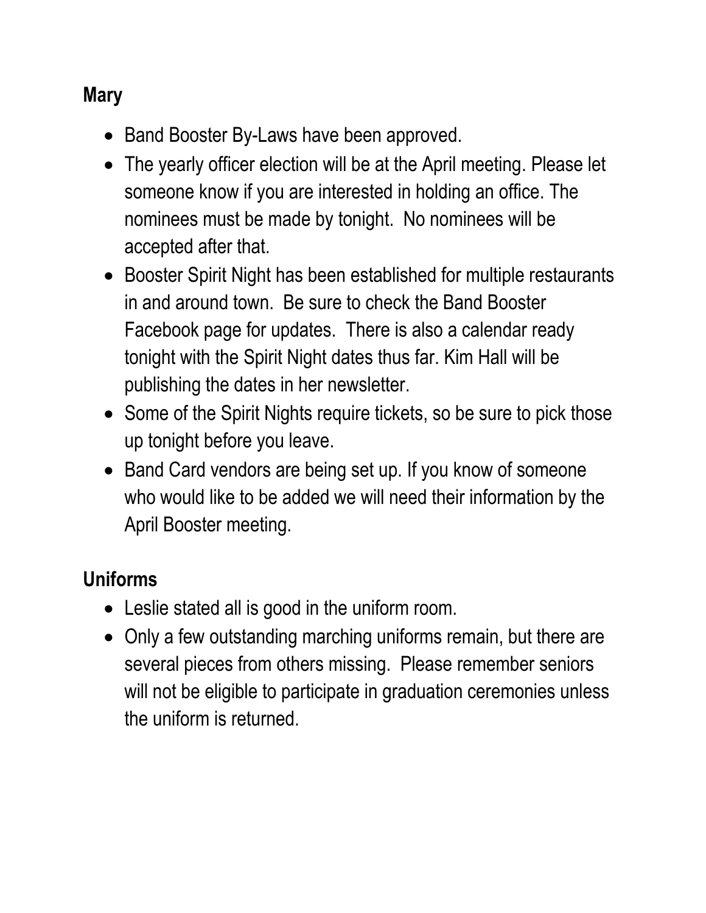**Mary**

- Band Booster By-Laws have been approved.
- The yearly officer election will be at the April meeting. Please let someone know if you are interested in holding an office. The nominees must be made by tonight. No nominees will be accepted after that.
- Booster Spirit Night has been established for multiple restaurants in and around town. Be sure to check the Band Booster Facebook page for updates. There is also a calendar ready tonight with the Spirit Night dates thus far. Kim Hall will be publishing the dates in her newsletter.
- Some of the Spirit Nights require tickets, so be sure to pick those up tonight before you leave.
- Band Card vendors are being set up. If you know of someone who would like to be added we will need their information by the April Booster meeting.

**Uniforms**

- Leslie stated all is good in the uniform room.
- Only a few outstanding marching uniforms remain, but there are several pieces from others missing. Please remember seniors will not be eligible to participate in graduation ceremonies unless the uniform is returned.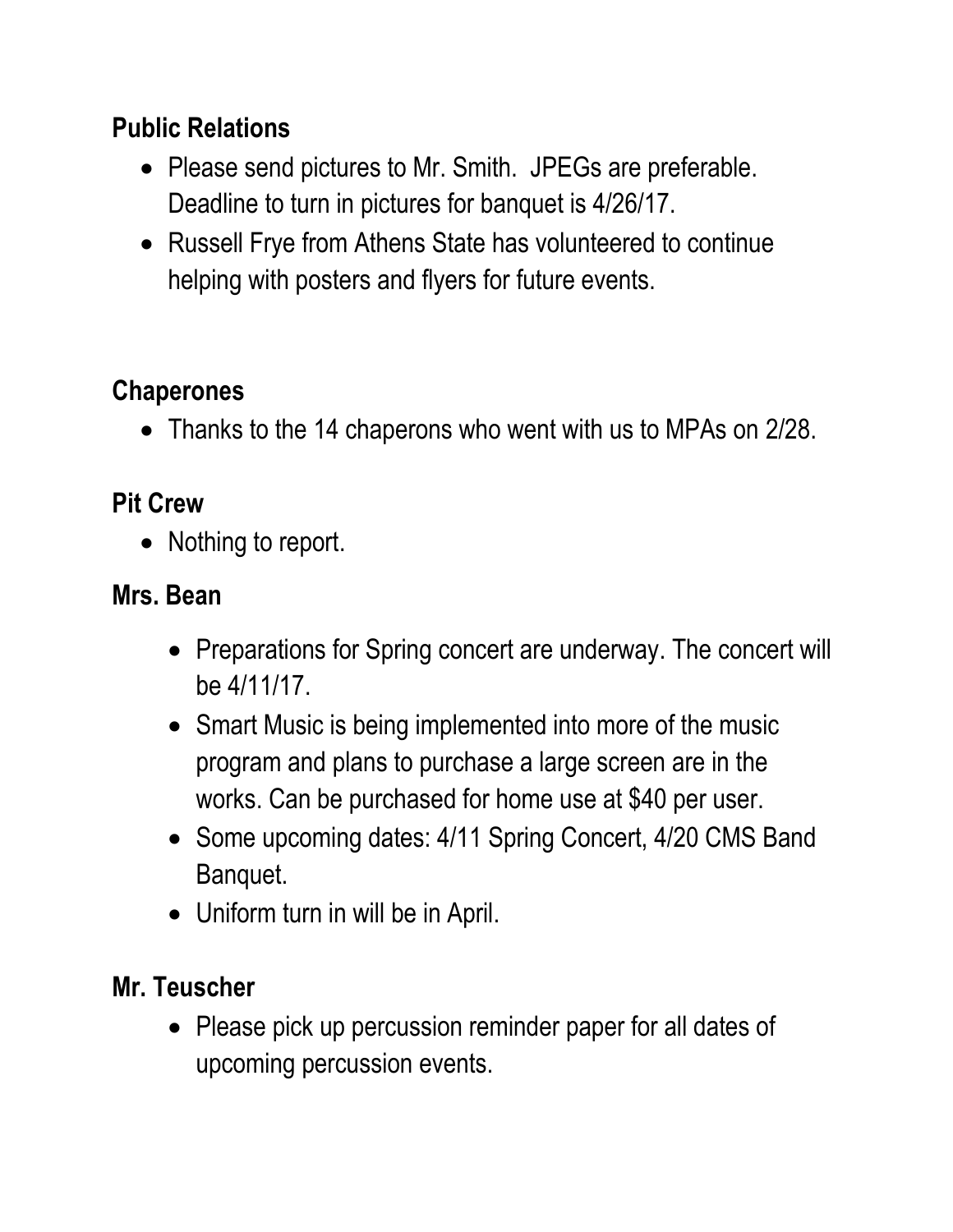**Public Relations**

- Please send pictures to Mr. Smith. JPEGs are preferable. Deadline to turn in pictures for banquet is 4/26/17.
- Russell Frye from Athens State has volunteered to continue helping with posters and flyers for future events.

**Chaperones**

- Thanks to the 14 chaperons who went with us to MPAs on 2/28.

**Pit Crew**

- Nothing to report.

**Mrs. Bean**

- Preparations for Spring concert are underway. The concert will be 4/11/17.
- Smart Music is being implemented into more of the music program and plans to purchase a large screen are in the works. Can be purchased for home use at $40 per user.
- Some upcoming dates: 4/11 Spring Concert, 4/20 CMS Band Banquet.
- Uniform turn in will be in April.

**Mr. Teuscher**

- Please pick up percussion reminder paper for all dates of upcoming percussion events.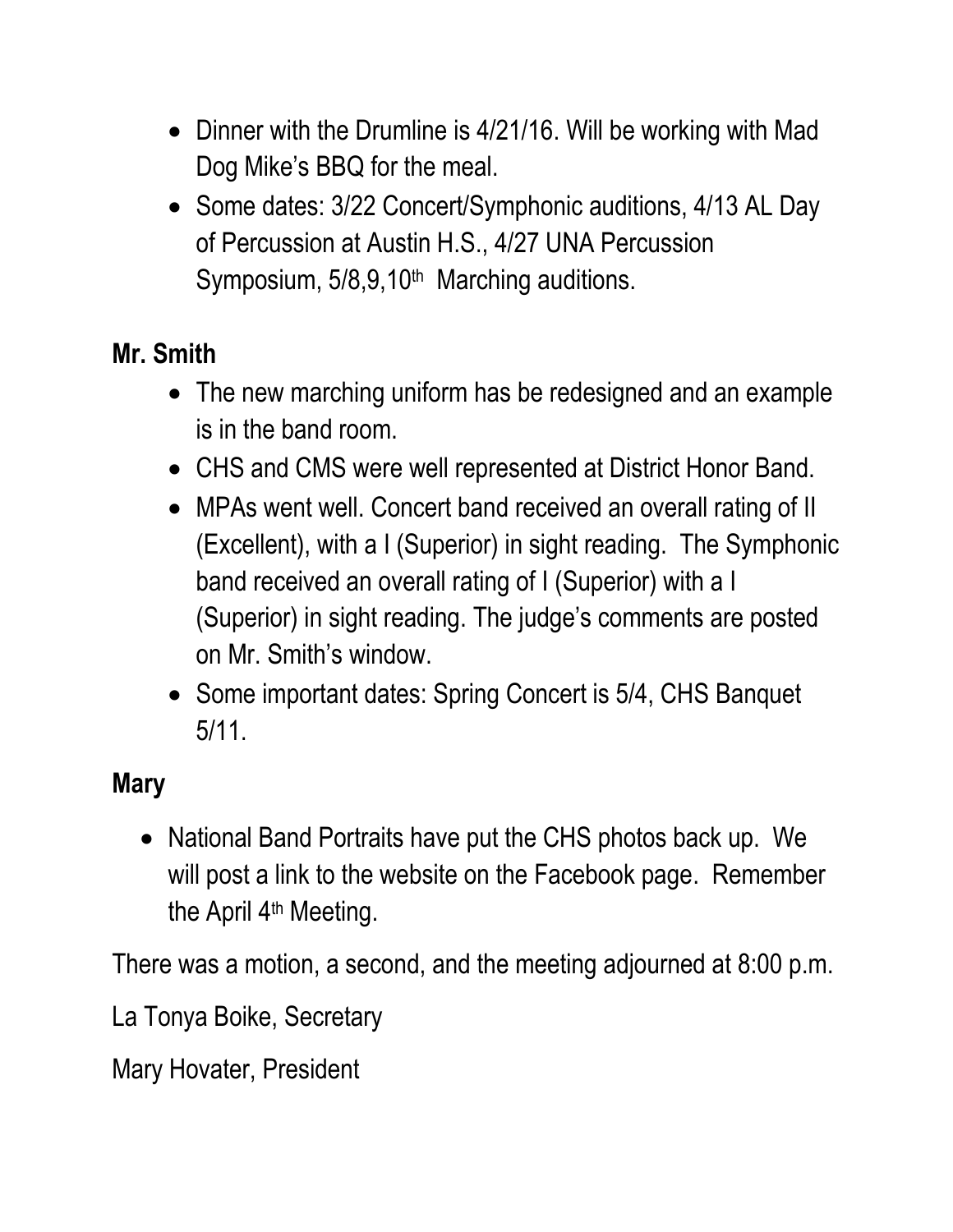- Dinner with the Drumline is 4/21/16. Will be working with Mad Dog Mike's BBQ for the meal.
- Some dates: 3/22 Concert/Symphonic auditions, 4/13 AL Day of Percussion at Austin H.S., 4/27 UNA Percussion Symposium, 5/8,9,10th Marching auditions.

**Mr. Smith**

- The new marching uniform has be redesigned and an example is in the band room.
- CHS and CMS were well represented at District Honor Band.
- MPAs went well. Concert band received an overall rating of II (Excellent), with a I (Superior) in sight reading. The Symphonic band received an overall rating of I (Superior) with a I (Superior) in sight reading. The judge's comments are posted on Mr. Smith's window.
- Some important dates: Spring Concert is 5/4, CHS Banquet 5/11.

**Mary**

- National Band Portraits have put the CHS photos back up. We will post a link to the website on the Facebook page. Remember the April 4th Meeting.

There was a motion, a second, and the meeting adjourned at 8:00 p.m.

La Tonya Boike, Secretary

Mary Hovater, President